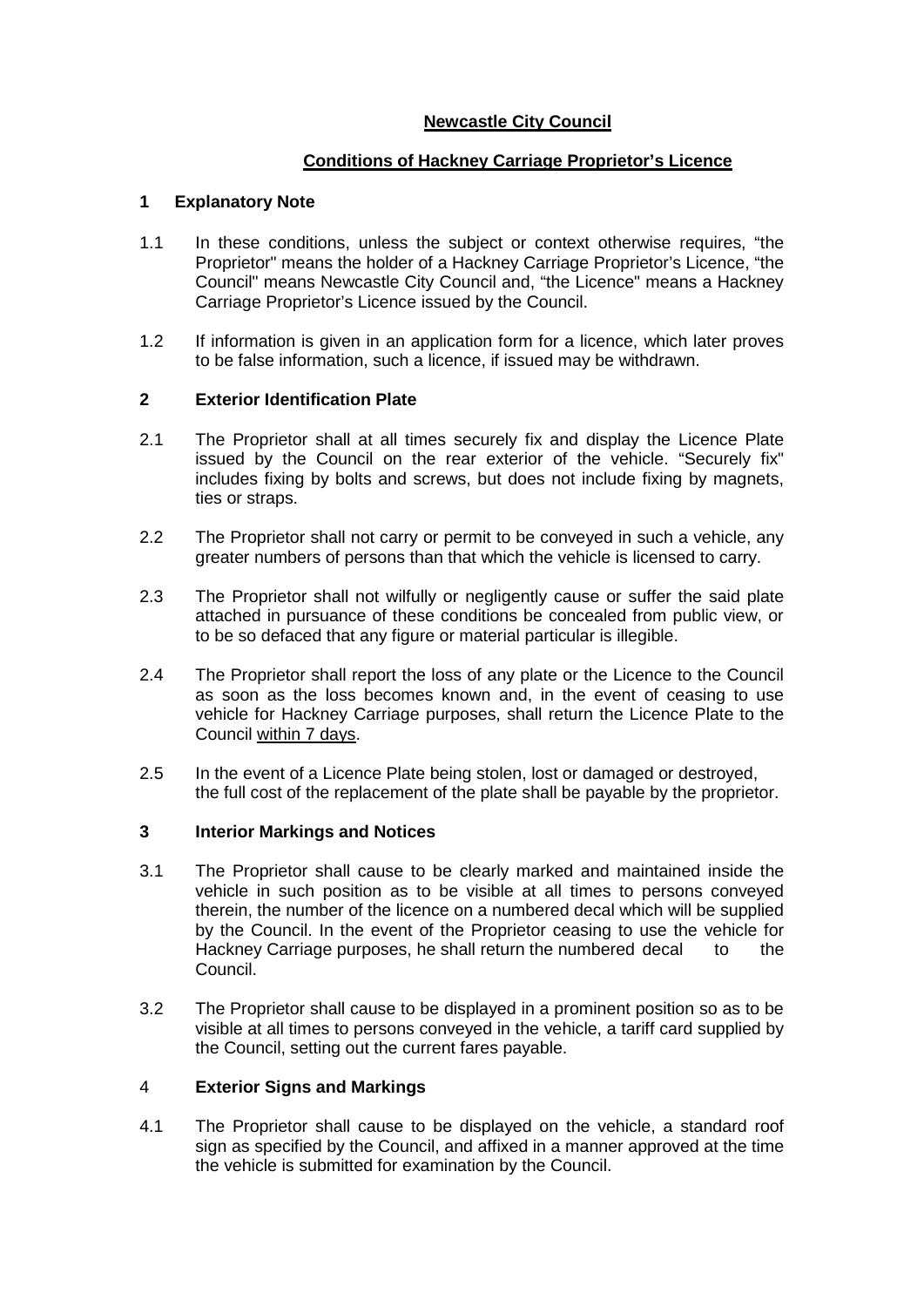# Newcastle City Council

## Conditions of Hackney Carriage Proprietor's Licence

### 1 Explanatory Note

1.1 In these conditions, unless the subject or context otherwise requires, "the Proprietor" means the holder of a Hackney Carriage Proprietor's Licence, "the Council" means Newcastle City Council and, "the Licence" means a Hackney Carriage Proprietor's Licence issued by the Council.

1.2 If information is given in an application form for a licence, which later proves to be false information, such a licence, if issued may be withdrawn.

### 2 Exterior Identification Plate

2.1 The Proprietor shall at all times securely fix and display the Licence Plate issued by the Council on the rear exterior of the vehicle. "Securely fix" includes fixing by bolts and screws, but does not include fixing by magnets, ties or straps.

2.2 The Proprietor shall not carry or permit to be conveyed in such a vehicle, any greater numbers of persons than that which the vehicle is licensed to carry.

2.3 The Proprietor shall not wilfully or negligently cause or suffer the said plate attached in pursuance of these conditions be concealed from public view, or to be so defaced that any figure or material particular is illegible.

2.4 The Proprietor shall report the loss of any plate or the Licence to the Council as soon as the loss becomes known and, in the event of ceasing to use vehicle for Hackney Carriage purposes, shall return the Licence Plate to the Council within 7 days.

2.5 In the event of a Licence Plate being stolen, lost or damaged or destroyed, the full cost of the replacement of the plate shall be payable by the proprietor.

### 3 Interior Markings and Notices

3.1 The Proprietor shall cause to be clearly marked and maintained inside the vehicle in such position as to be visible at all times to persons conveyed therein, the number of the licence on a numbered decal which will be supplied by the Council. In the event of the Proprietor ceasing to use the vehicle for Hackney Carriage purposes, he shall return the numbered decal to the Council.

3.2 The Proprietor shall cause to be displayed in a prominent position so as to be visible at all times to persons conveyed in the vehicle, a tariff card supplied by the Council, setting out the current fares payable.

### 4 Exterior Signs and Markings

4.1 The Proprietor shall cause to be displayed on the vehicle, a standard roof sign as specified by the Council, and affixed in a manner approved at the time the vehicle is submitted for examination by the Council.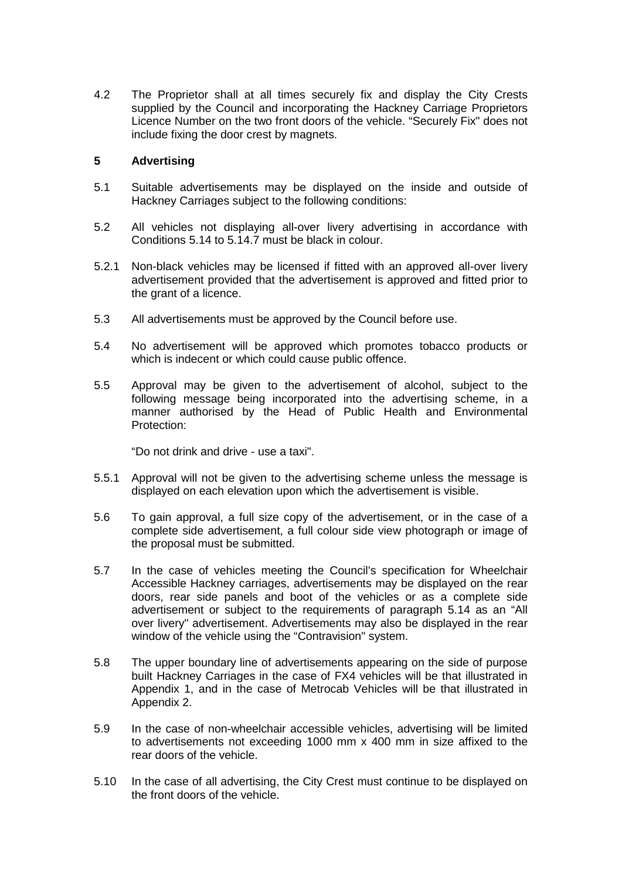4.2 The Proprietor shall at all times securely fix and display the City Crests supplied by the Council and incorporating the Hackney Carriage Proprietors Licence Number on the two front doors of the vehicle. "Securely Fix" does not include fixing the door crest by magnets.

## 5 Advertising

5.1 Suitable advertisements may be displayed on the inside and outside of Hackney Carriages subject to the following conditions:

5.2 All vehicles not displaying all-over livery advertising in accordance with Conditions 5.14 to 5.14.7 must be black in colour.

5.2.1 Non-black vehicles may be licensed if fitted with an approved all-over livery advertisement provided that the advertisement is approved and fitted prior to the grant of a licence.

5.3 All advertisements must be approved by the Council before use.

5.4 No advertisement will be approved which promotes tobacco products or which is indecent or which could cause public offence.

5.5 Approval may be given to the advertisement of alcohol, subject to the following message being incorporated into the advertising scheme, in a manner authorised by the Head of Public Health and Environmental Protection:

"Do not drink and drive - use a taxi".

5.5.1 Approval will not be given to the advertising scheme unless the message is displayed on each elevation upon which the advertisement is visible.

5.6 To gain approval, a full size copy of the advertisement, or in the case of a complete side advertisement, a full colour side view photograph or image of the proposal must be submitted.

5.7 In the case of vehicles meeting the Council's specification for Wheelchair Accessible Hackney carriages, advertisements may be displayed on the rear doors, rear side panels and boot of the vehicles or as a complete side advertisement or subject to the requirements of paragraph 5.14 as an "All over livery" advertisement. Advertisements may also be displayed in the rear window of the vehicle using the "Contravision" system.

5.8 The upper boundary line of advertisements appearing on the side of purpose built Hackney Carriages in the case of FX4 vehicles will be that illustrated in Appendix 1, and in the case of Metrocab Vehicles will be that illustrated in Appendix 2.

5.9 In the case of non-wheelchair accessible vehicles, advertising will be limited to advertisements not exceeding 1000 mm x 400 mm in size affixed to the rear doors of the vehicle.

5.10 In the case of all advertising, the City Crest must continue to be displayed on the front doors of the vehicle.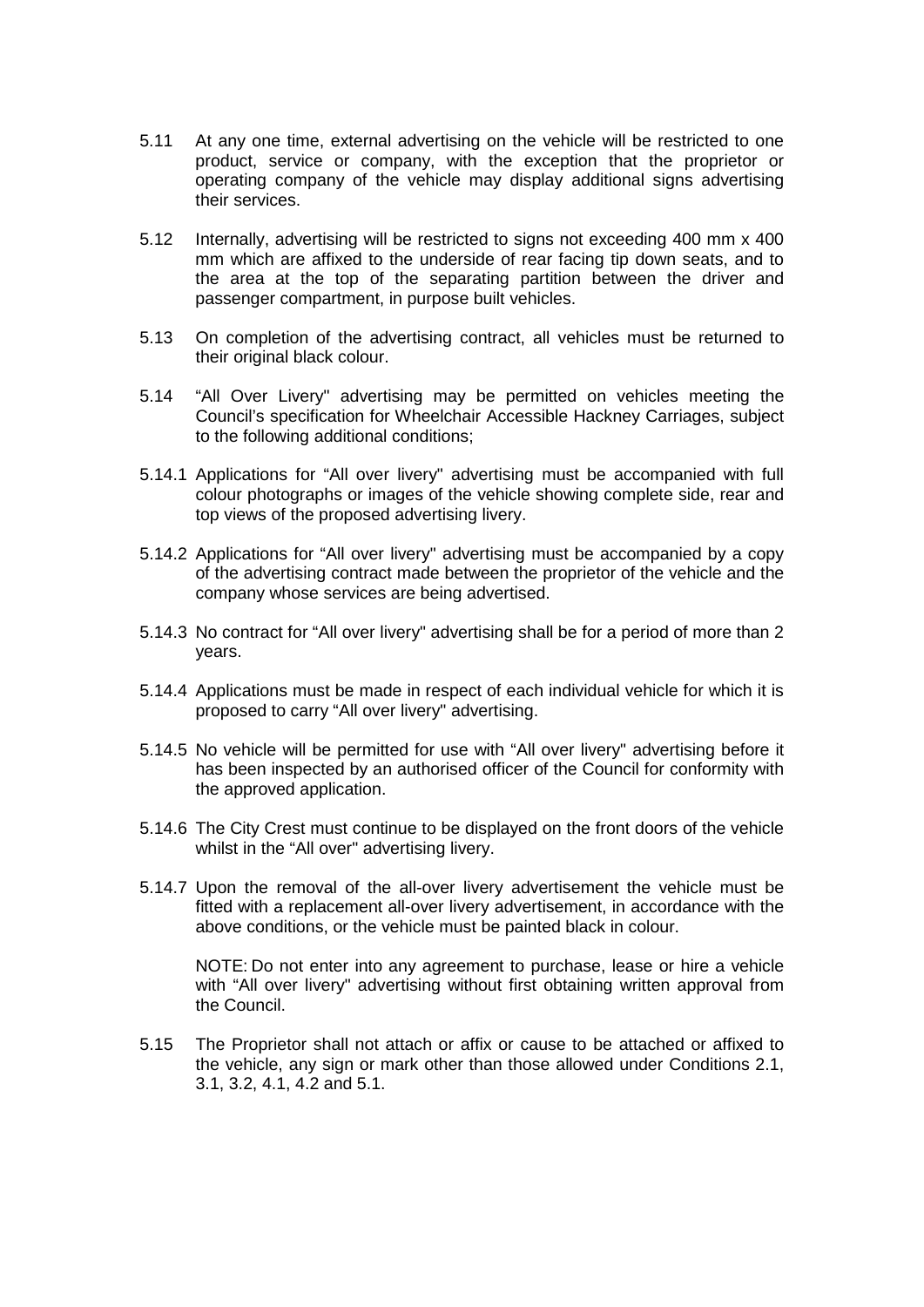5.11 At any one time, external advertising on the vehicle will be restricted to one product, service or company, with the exception that the proprietor or operating company of the vehicle may display additional signs advertising their services.

5.12 Internally, advertising will be restricted to signs not exceeding 400 mm x 400 mm which are affixed to the underside of rear facing tip down seats, and to the area at the top of the separating partition between the driver and passenger compartment, in purpose built vehicles.

5.13 On completion of the advertising contract, all vehicles must be returned to their original black colour.

5.14 "All Over Livery" advertising may be permitted on vehicles meeting the Council's specification for Wheelchair Accessible Hackney Carriages, subject to the following additional conditions;

5.14.1 Applications for "All over livery" advertising must be accompanied with full colour photographs or images of the vehicle showing complete side, rear and top views of the proposed advertising livery.

5.14.2 Applications for "All over livery" advertising must be accompanied by a copy of the advertising contract made between the proprietor of the vehicle and the company whose services are being advertised.

5.14.3 No contract for "All over livery" advertising shall be for a period of more than 2 years.

5.14.4 Applications must be made in respect of each individual vehicle for which it is proposed to carry "All over livery" advertising.

5.14.5 No vehicle will be permitted for use with "All over livery" advertising before it has been inspected by an authorised officer of the Council for conformity with the approved application.

5.14.6 The City Crest must continue to be displayed on the front doors of the vehicle whilst in the "All over" advertising livery.

5.14.7 Upon the removal of the all-over livery advertisement the vehicle must be fitted with a replacement all-over livery advertisement, in accordance with the above conditions, or the vehicle must be painted black in colour.

NOTE: Do not enter into any agreement to purchase, lease or hire a vehicle with "All over livery" advertising without first obtaining written approval from the Council.

5.15 The Proprietor shall not attach or affix or cause to be attached or affixed to the vehicle, any sign or mark other than those allowed under Conditions 2.1, 3.1, 3.2, 4.1, 4.2 and 5.1.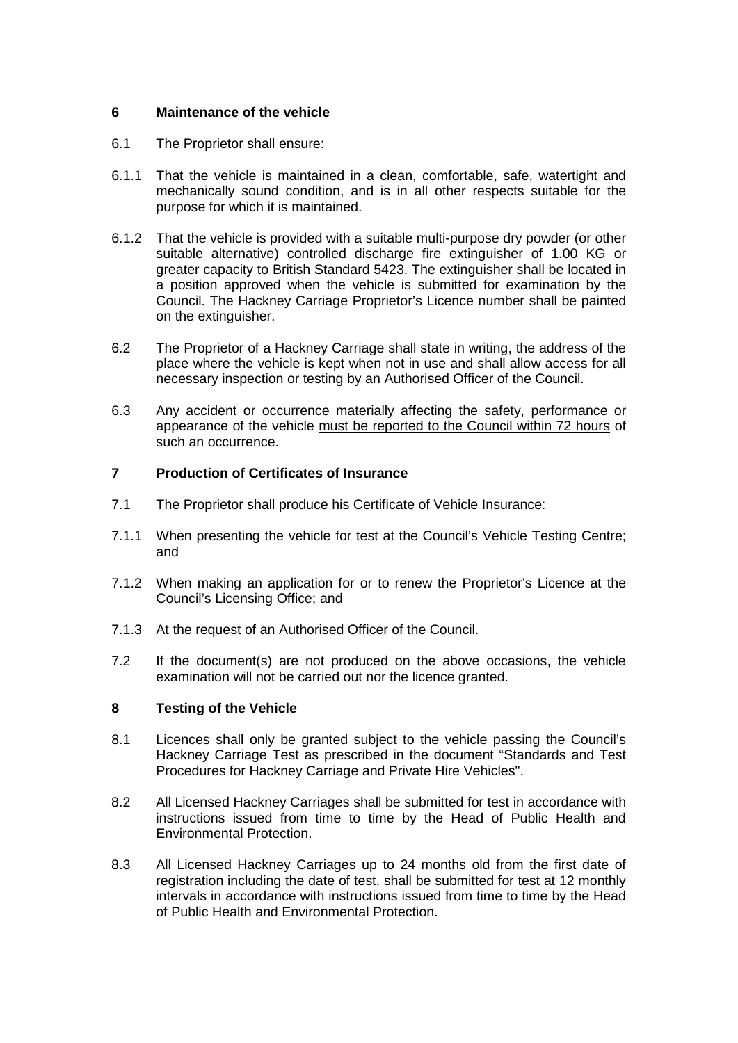## 6 Maintenance of the vehicle

6.1 The Proprietor shall ensure:

6.1.1 That the vehicle is maintained in a clean, comfortable, safe, watertight and mechanically sound condition, and is in all other respects suitable for the purpose for which it is maintained.

6.1.2 That the vehicle is provided with a suitable multi-purpose dry powder (or other suitable alternative) controlled discharge fire extinguisher of 1.00 KG or greater capacity to British Standard 5423. The extinguisher shall be located in a position approved when the vehicle is submitted for examination by the Council. The Hackney Carriage Proprietor's Licence number shall be painted on the extinguisher.

6.2 The Proprietor of a Hackney Carriage shall state in writing, the address of the place where the vehicle is kept when not in use and shall allow access for all necessary inspection or testing by an Authorised Officer of the Council.

6.3 Any accident or occurrence materially affecting the safety, performance or appearance of the vehicle <u>must be reported to the Council within 72 hours</u> of such an occurrence.

## 7 Production of Certificates of Insurance

7.1 The Proprietor shall produce his Certificate of Vehicle Insurance:

7.1.1 When presenting the vehicle for test at the Council's Vehicle Testing Centre; and

7.1.2 When making an application for or to renew the Proprietor's Licence at the Council's Licensing Office; and

7.1.3 At the request of an Authorised Officer of the Council.

7.2 If the document(s) are not produced on the above occasions, the vehicle examination will not be carried out nor the licence granted.

## 8 Testing of the Vehicle

8.1 Licences shall only be granted subject to the vehicle passing the Council's Hackney Carriage Test as prescribed in the document "Standards and Test Procedures for Hackney Carriage and Private Hire Vehicles".

8.2 All Licensed Hackney Carriages shall be submitted for test in accordance with instructions issued from time to time by the Head of Public Health and Environmental Protection.

8.3 All Licensed Hackney Carriages up to 24 months old from the first date of registration including the date of test, shall be submitted for test at 12 monthly intervals in accordance with instructions issued from time to time by the Head of Public Health and Environmental Protection.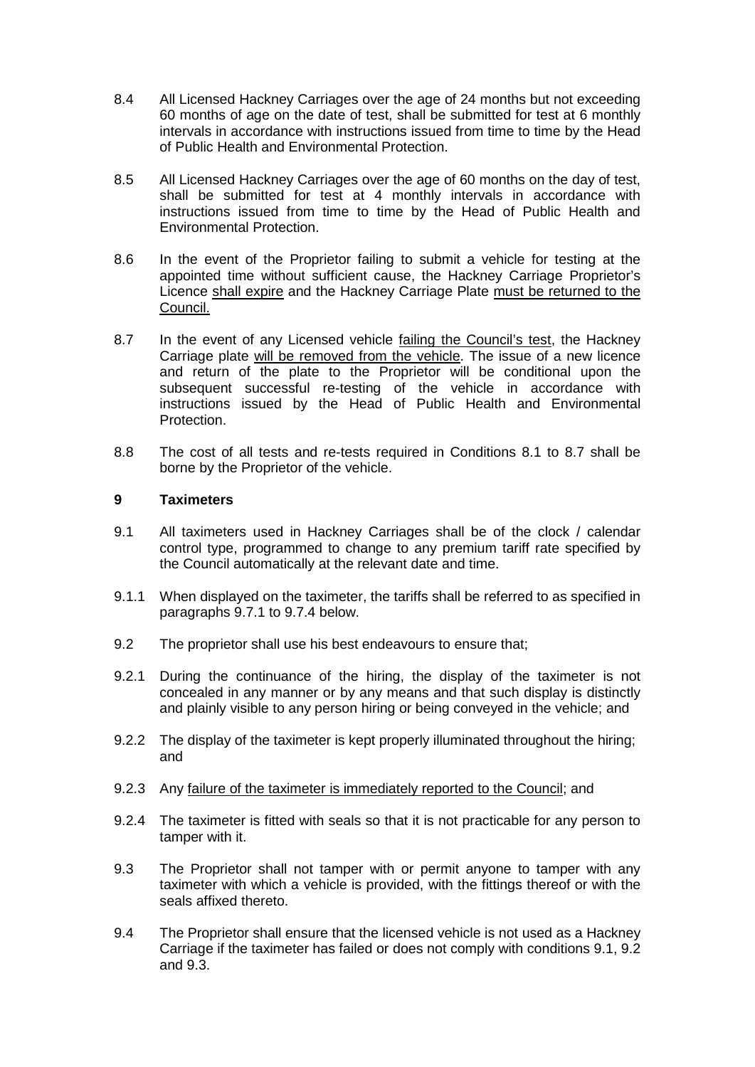8.4 All Licensed Hackney Carriages over the age of 24 months but not exceeding 60 months of age on the date of test, shall be submitted for test at 6 monthly intervals in accordance with instructions issued from time to time by the Head of Public Health and Environmental Protection.

8.5 All Licensed Hackney Carriages over the age of 60 months on the day of test, shall be submitted for test at 4 monthly intervals in accordance with instructions issued from time to time by the Head of Public Health and Environmental Protection.

8.6 In the event of the Proprietor failing to submit a vehicle for testing at the appointed time without sufficient cause, the Hackney Carriage Proprietor's Licence <u>shall expire</u> and the Hackney Carriage Plate <u>must be returned to the Council.</u>

8.7 In the event of any Licensed vehicle <u>failing the Council's test</u>, the Hackney Carriage plate <u>will be removed from the vehicle</u>. The issue of a new licence and return of the plate to the Proprietor will be conditional upon the subsequent successful re-testing of the vehicle in accordance with instructions issued by the Head of Public Health and Environmental Protection.

8.8 The cost of all tests and re-tests required in Conditions 8.1 to 8.7 shall be borne by the Proprietor of the vehicle.

## 9 Taximeters

9.1 All taximeters used in Hackney Carriages shall be of the clock / calendar control type, programmed to change to any premium tariff rate specified by the Council automatically at the relevant date and time.

9.1.1 When displayed on the taximeter, the tariffs shall be referred to as specified in paragraphs 9.7.1 to 9.7.4 below.

9.2 The proprietor shall use his best endeavours to ensure that;

9.2.1 During the continuance of the hiring, the display of the taximeter is not concealed in any manner or by any means and that such display is distinctly and plainly visible to any person hiring or being conveyed in the vehicle; and

9.2.2 The display of the taximeter is kept properly illuminated throughout the hiring; and

9.2.3 Any <u>failure of the taximeter is immediately reported to the Council</u>; and

9.2.4 The taximeter is fitted with seals so that it is not practicable for any person to tamper with it.

9.3 The Proprietor shall not tamper with or permit anyone to tamper with any taximeter with which a vehicle is provided, with the fittings thereof or with the seals affixed thereto.

9.4 The Proprietor shall ensure that the licensed vehicle is not used as a Hackney Carriage if the taximeter has failed or does not comply with conditions 9.1, 9.2 and 9.3.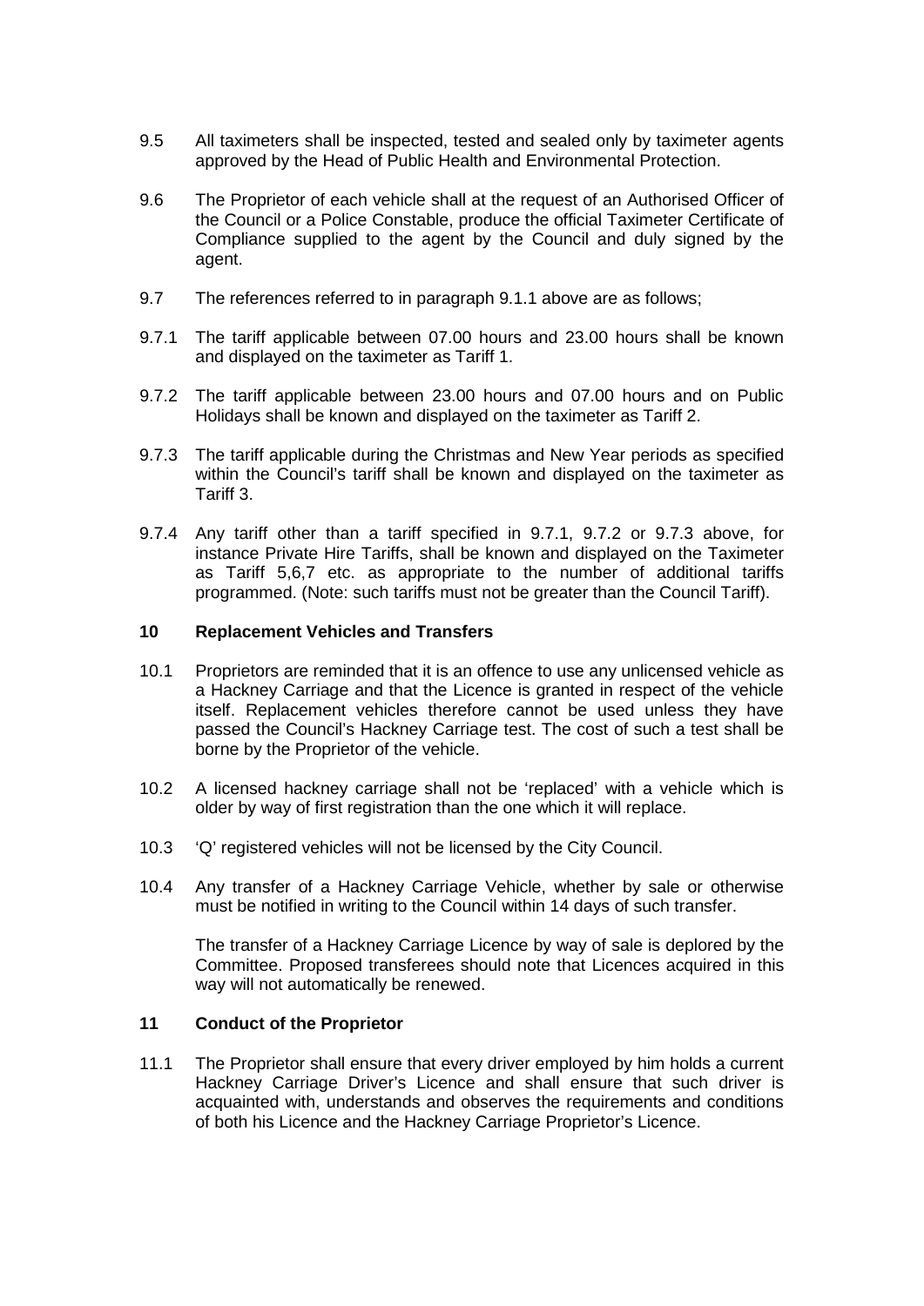9.5 All taximeters shall be inspected, tested and sealed only by taximeter agents approved by the Head of Public Health and Environmental Protection.

9.6 The Proprietor of each vehicle shall at the request of an Authorised Officer of the Council or a Police Constable, produce the official Taximeter Certificate of Compliance supplied to the agent by the Council and duly signed by the agent.

9.7 The references referred to in paragraph 9.1.1 above are as follows;

9.7.1 The tariff applicable between 07.00 hours and 23.00 hours shall be known and displayed on the taximeter as Tariff 1.

9.7.2 The tariff applicable between 23.00 hours and 07.00 hours and on Public Holidays shall be known and displayed on the taximeter as Tariff 2.

9.7.3 The tariff applicable during the Christmas and New Year periods as specified within the Council's tariff shall be known and displayed on the taximeter as Tariff 3.

9.7.4 Any tariff other than a tariff specified in 9.7.1, 9.7.2 or 9.7.3 above, for instance Private Hire Tariffs, shall be known and displayed on the Taximeter as Tariff 5,6,7 etc. as appropriate to the number of additional tariffs programmed. (Note: such tariffs must not be greater than the Council Tariff).

## 10 Replacement Vehicles and Transfers

10.1 Proprietors are reminded that it is an offence to use any unlicensed vehicle as a Hackney Carriage and that the Licence is granted in respect of the vehicle itself. Replacement vehicles therefore cannot be used unless they have passed the Council's Hackney Carriage test. The cost of such a test shall be borne by the Proprietor of the vehicle.

10.2 A licensed hackney carriage shall not be 'replaced' with a vehicle which is older by way of first registration than the one which it will replace.

10.3 'Q' registered vehicles will not be licensed by the City Council.

10.4 Any transfer of a Hackney Carriage Vehicle, whether by sale or otherwise must be notified in writing to the Council within 14 days of such transfer.

The transfer of a Hackney Carriage Licence by way of sale is deplored by the Committee. Proposed transferees should note that Licences acquired in this way will not automatically be renewed.

## 11 Conduct of the Proprietor

11.1 The Proprietor shall ensure that every driver employed by him holds a current Hackney Carriage Driver's Licence and shall ensure that such driver is acquainted with, understands and observes the requirements and conditions of both his Licence and the Hackney Carriage Proprietor's Licence.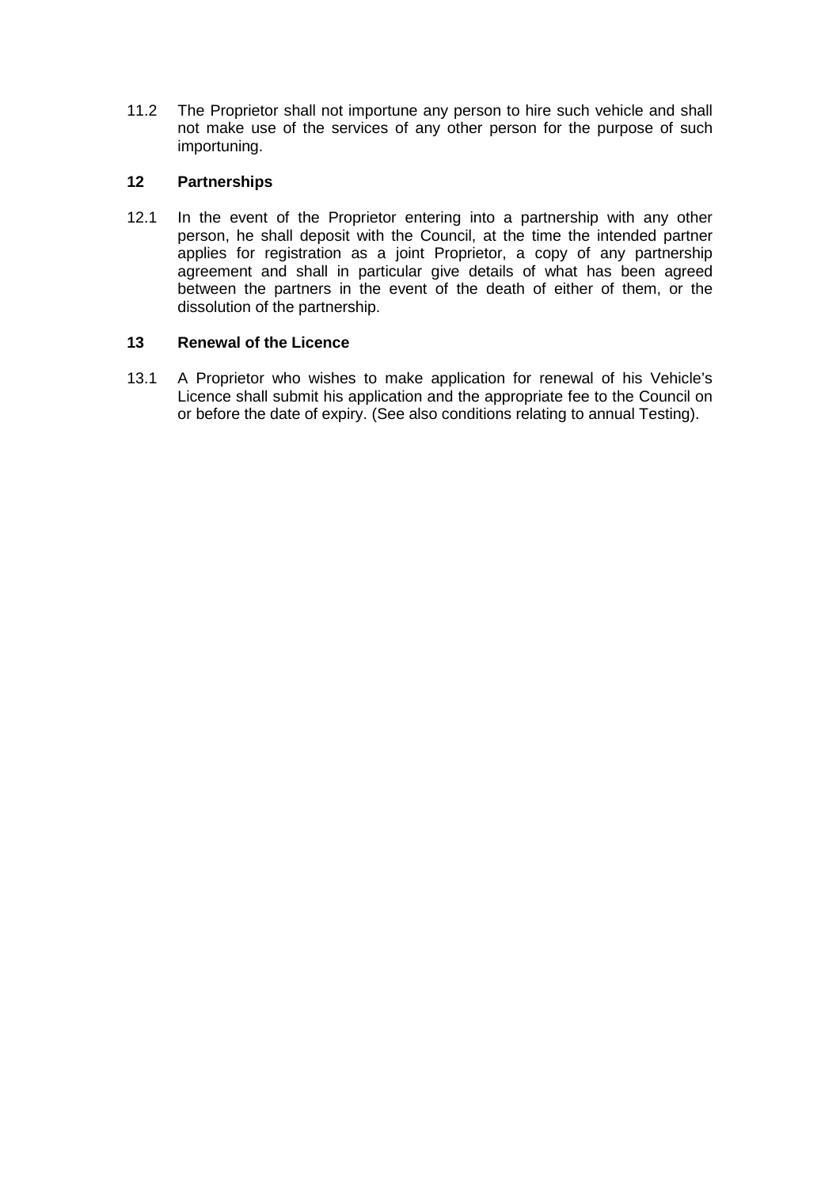11.2 The Proprietor shall not importune any person to hire such vehicle and shall not make use of the services of any other person for the purpose of such importuning.

## 12 Partnerships

12.1 In the event of the Proprietor entering into a partnership with any other person, he shall deposit with the Council, at the time the intended partner applies for registration as a joint Proprietor, a copy of any partnership agreement and shall in particular give details of what has been agreed between the partners in the event of the death of either of them, or the dissolution of the partnership.

## 13 Renewal of the Licence

13.1 A Proprietor who wishes to make application for renewal of his Vehicle's Licence shall submit his application and the appropriate fee to the Council on or before the date of expiry. (See also conditions relating to annual Testing).